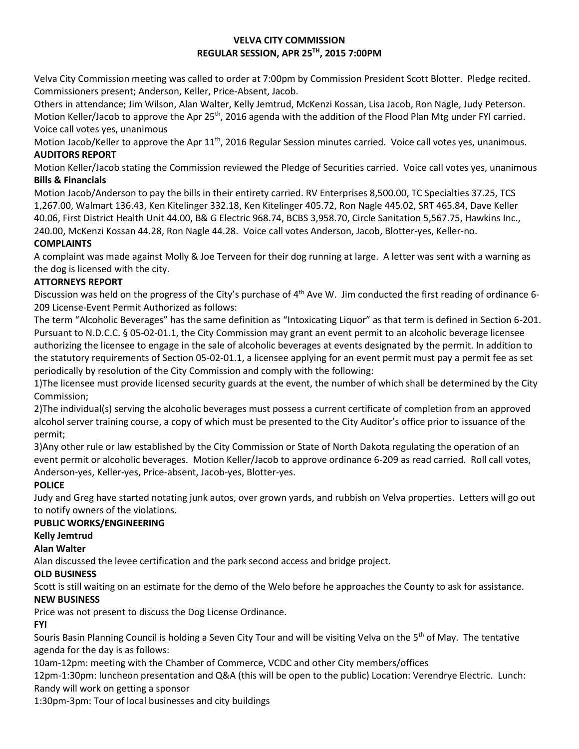# VELVA CITY COMMISSION
## REGULAR SESSION, APR 25TH, 2015 7:00PM

Velva City Commission meeting was called to order at 7:00pm by Commission President Scott Blotter. Pledge recited. Commissioners present; Anderson, Keller, Price-Absent, Jacob.

Others in attendance; Jim Wilson, Alan Walter, Kelly Jemtrud, McKenzi Kossan, Lisa Jacob, Ron Nagle, Judy Peterson.

Motion Keller/Jacob to approve the Apr 25th, 2016 agenda with the addition of the Flood Plan Mtg under FYI carried. Voice call votes yes, unanimous

Motion Jacob/Keller to approve the Apr 11th, 2016 Regular Session minutes carried. Voice call votes yes, unanimous.

**AUDITORS REPORT**

Motion Keller/Jacob stating the Commission reviewed the Pledge of Securities carried. Voice call votes yes, unanimous

**Bills & Financials**

Motion Jacob/Anderson to pay the bills in their entirety carried. RV Enterprises 8,500.00, TC Specialties 37.25, TCS 1,267.00, Walmart 136.43, Ken Kitelinger 332.18, Ken Kitelinger 405.72, Ron Nagle 445.02, SRT 465.84, Dave Keller 40.06, First District Health Unit 44.00, B& G Electric 968.74, BCBS 3,958.70, Circle Sanitation 5,567.75, Hawkins Inc., 240.00, McKenzi Kossan 44.28, Ron Nagle 44.28. Voice call votes Anderson, Jacob, Blotter-yes, Keller-no.

**COMPLAINTS**

A complaint was made against Molly & Joe Terveen for their dog running at large. A letter was sent with a warning as the dog is licensed with the city.

**ATTORNEYS REPORT**

Discussion was held on the progress of the City's purchase of 4th Ave W. Jim conducted the first reading of ordinance 6-209 License-Event Permit Authorized as follows:

The term "Alcoholic Beverages" has the same definition as "Intoxicating Liquor" as that term is defined in Section 6-201. Pursuant to N.D.C.C. § 05-02-01.1, the City Commission may grant an event permit to an alcoholic beverage licensee authorizing the licensee to engage in the sale of alcoholic beverages at events designated by the permit. In addition to the statutory requirements of Section 05-02-01.1, a licensee applying for an event permit must pay a permit fee as set periodically by resolution of the City Commission and comply with the following:

1)The licensee must provide licensed security guards at the event, the number of which shall be determined by the City Commission;

2)The individual(s) serving the alcoholic beverages must possess a current certificate of completion from an approved alcohol server training course, a copy of which must be presented to the City Auditor's office prior to issuance of the permit;

3)Any other rule or law established by the City Commission or State of North Dakota regulating the operation of an event permit or alcoholic beverages. Motion Keller/Jacob to approve ordinance 6-209 as read carried. Roll call votes, Anderson-yes, Keller-yes, Price-absent, Jacob-yes, Blotter-yes.

**POLICE**

Judy and Greg have started notating junk autos, over grown yards, and rubbish on Velva properties. Letters will go out to notify owners of the violations.

**PUBLIC WORKS/ENGINEERING**

**Kelly Jemtrud**

**Alan Walter**

Alan discussed the levee certification and the park second access and bridge project.

**OLD BUSINESS**

Scott is still waiting on an estimate for the demo of the Welo before he approaches the County to ask for assistance.

**NEW BUSINESS**

Price was not present to discuss the Dog License Ordinance.

**FYI**

Souris Basin Planning Council is holding a Seven City Tour and will be visiting Velva on the 5th of May. The tentative agenda for the day is as follows:

10am-12pm: meeting with the Chamber of Commerce, VCDC and other City members/offices

12pm-1:30pm: luncheon presentation and Q&A (this will be open to the public) Location: Verendrye Electric. Lunch: Randy will work on getting a sponsor

1:30pm-3pm: Tour of local businesses and city buildings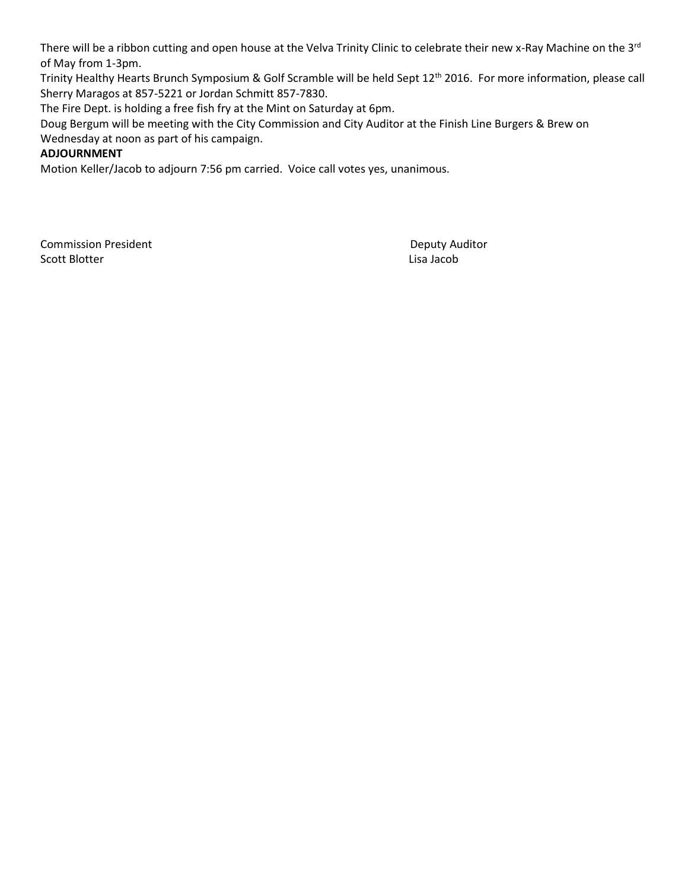There will be a ribbon cutting and open house at the Velva Trinity Clinic to celebrate their new x-Ray Machine on the 3rd of May from 1-3pm.

Trinity Healthy Hearts Brunch Symposium & Golf Scramble will be held Sept 12th 2016. For more information, please call Sherry Maragos at 857-5221 or Jordan Schmitt 857-7830.

The Fire Dept. is holding a free fish fry at the Mint on Saturday at 6pm.

Doug Bergum will be meeting with the City Commission and City Auditor at the Finish Line Burgers & Brew on Wednesday at noon as part of his campaign.

**ADJOURNMENT**

Motion Keller/Jacob to adjourn 7:56 pm carried. Voice call votes yes, unanimous.

Commission President
Scott Blotter

Deputy Auditor
Lisa Jacob